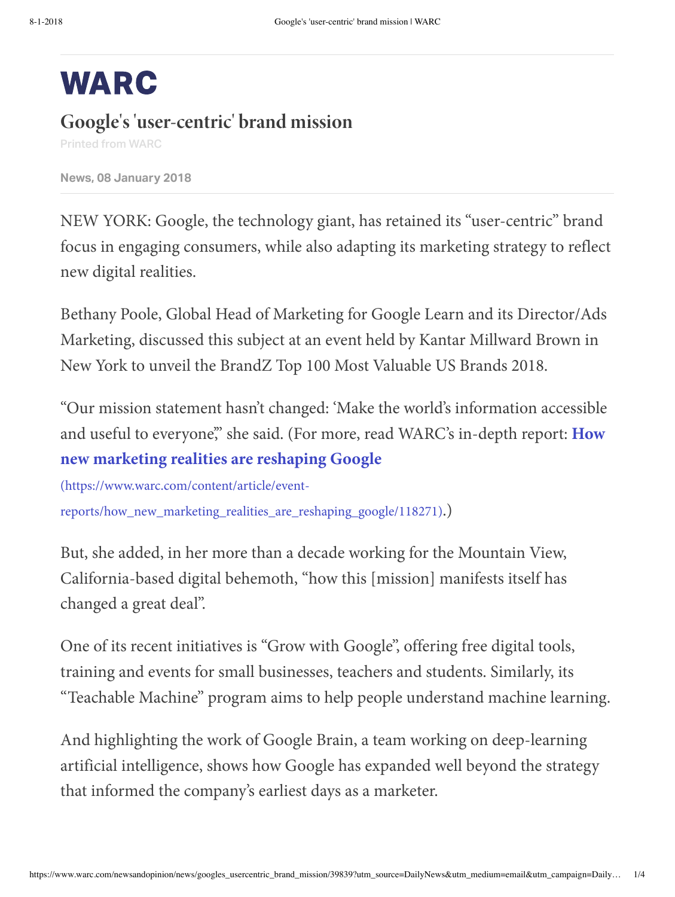# WARC

## Google's 'user-centric' brand mission

Printed from WARC

News, 08 January 2018

NEW YORK: Google, the technology giant, has retained its "user-centric" brand focus in engaging consumers, while also adapting its marketing strategy to reflect new digital realities.

Bethany Poole, Global Head of Marketing for Google Learn and its Director/Ads Marketing, discussed this subject at an event held by Kantar Millward Brown in New York to unveil the BrandZ Top 100 Most Valuable US Brands 2018.

"Our mission statement hasn't changed: 'Make the world's information accessible and useful to everyone,'" she said. (For more, read WARC's in-depth report: **How new marketing realities are reshaping Google** (https://www.warc.com/content/article/event-reports/how_new_marketing_realities_are_reshaping_google/118271).)

But, she added, in her more than a decade working for the Mountain View, California-based digital behemoth, "how this [mission] manifests itself has changed a great deal".

One of its recent initiatives is "Grow with Google", offering free digital tools, training and events for small businesses, teachers and students. Similarly, its "Teachable Machine" program aims to help people understand machine learning.

And highlighting the work of Google Brain, a team working on deep-learning artificial intelligence, shows how Google has expanded well beyond the strategy that informed the company's earliest days as a marketer.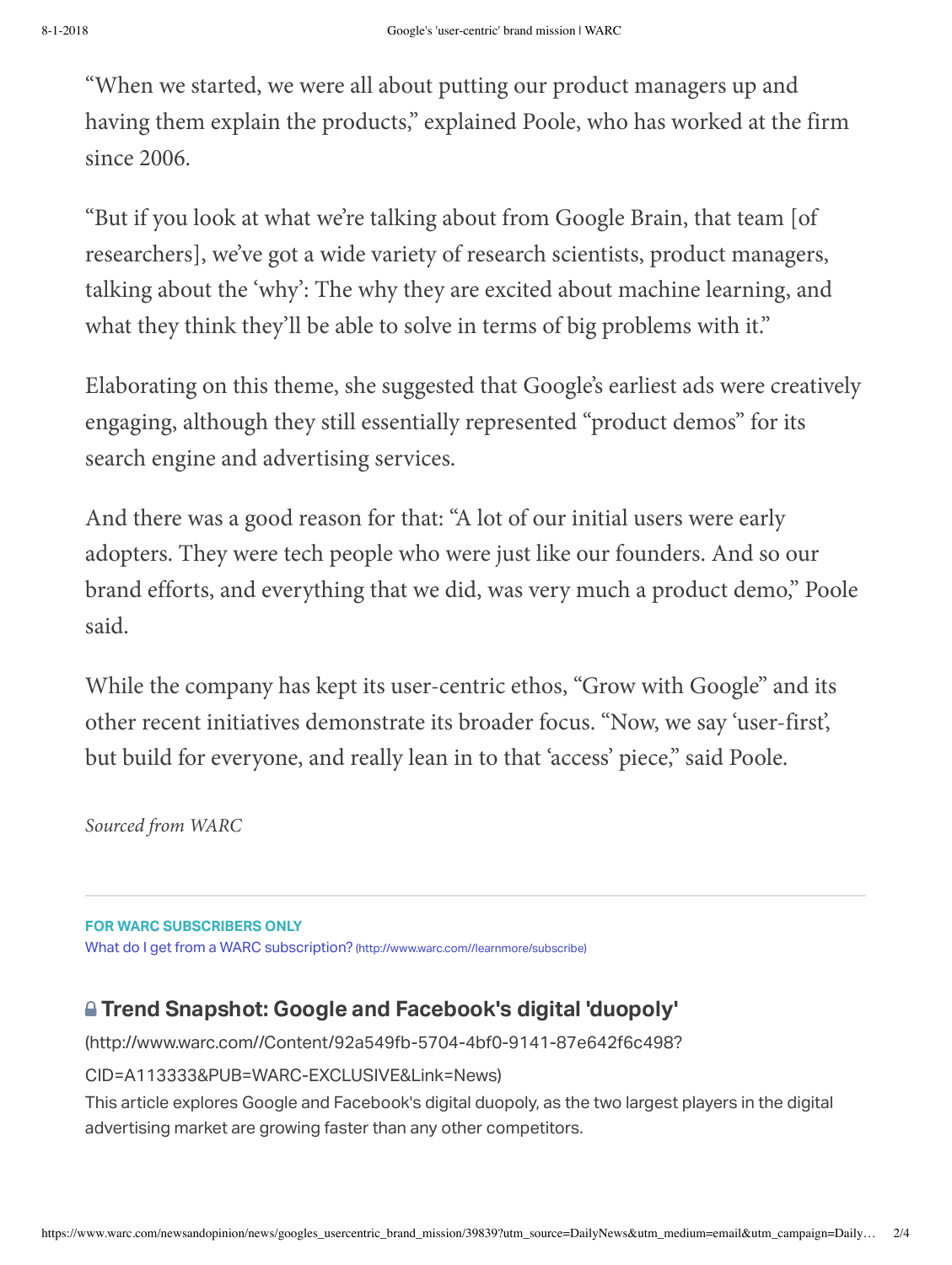"When we started, we were all about putting our product managers up and having them explain the products," explained Poole, who has worked at the firm since 2006.

"But if you look at what we're talking about from Google Brain, that team [of researchers], we've got a wide variety of research scientists, product managers, talking about the 'why': The why they are excited about machine learning, and what they think they'll be able to solve in terms of big problems with it."

Elaborating on this theme, she suggested that Google's earliest ads were creatively engaging, although they still essentially represented "product demos" for its search engine and advertising services.

And there was a good reason for that: "A lot of our initial users were early adopters. They were tech people who were just like our founders. And so our brand efforts, and everything that we did, was very much a product demo," Poole said.

While the company has kept its user-centric ethos, "Grow with Google" and its other recent initiatives demonstrate its broader focus. "Now, we say 'user-first', but build for everyone, and really lean in to that 'access' piece," said Poole.

*Sourced from WARC*

---

**FOR WARC SUBSCRIBERS ONLY**

What do I get from a WARC subscription? (http://www.warc.com//learnmore/subscribe)

### Trend Snapshot: Google and Facebook's digital 'duopoly'

(http://www.warc.com//Content/92a549fb-5704-4bf0-9141-87e642f6c498?CID=A113333&PUB=WARC-EXCLUSIVE&Link=News)

This article explores Google and Facebook's digital duopoly, as the two largest players in the digital advertising market are growing faster than any other competitors.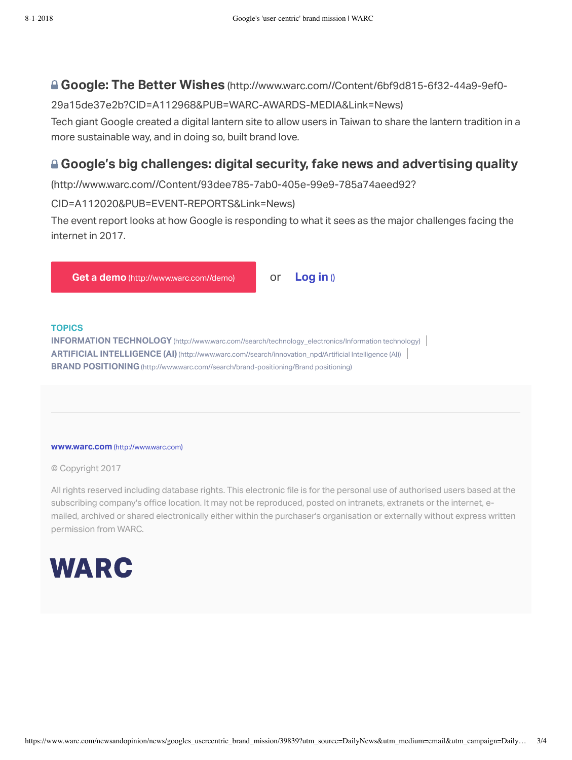### 🔒 Google: The Better Wishes (http://www.warc.com//Content/6bf9d815-6f32-44a9-9ef0-29a15de37e2b?CID=A112968&PUB=WARC-AWARDS-MEDIA&Link=News)

Tech giant Google created a digital lantern site to allow users in Taiwan to share the lantern tradition in a more sustainable way, and in doing so, built brand love.

### 🔒 Google's big challenges: digital security, fake news and advertising quality (http://www.warc.com//Content/93dee785-7ab0-405e-99e9-785a74aeed92?CID=A112020&PUB=EVENT-REPORTS&Link=News)

The event report looks at how Google is responding to what it sees as the major challenges facing the internet in 2017.

**Get a demo** (http://www.warc.com//demo) or **Log in** ()

**TOPICS**

**INFORMATION TECHNOLOGY** (http://www.warc.com//search/technology_electronics/Information technology) | **ARTIFICIAL INTELLIGENCE (AI)** (http://www.warc.com//search/innovation_npd/Artificial Intelligence (AI)) | **BRAND POSITIONING** (http://www.warc.com//search/brand-positioning/Brand positioning)

---

**www.warc.com** (http://www.warc.com)

© Copyright 2017

All rights reserved including database rights. This electronic file is for the personal use of authorised users based at the subscribing company's office location. It may not be reproduced, posted on intranets, extranets or the internet, e-mailed, archived or shared electronically either within the purchaser's organisation or externally without express written permission from WARC.

**WARC**